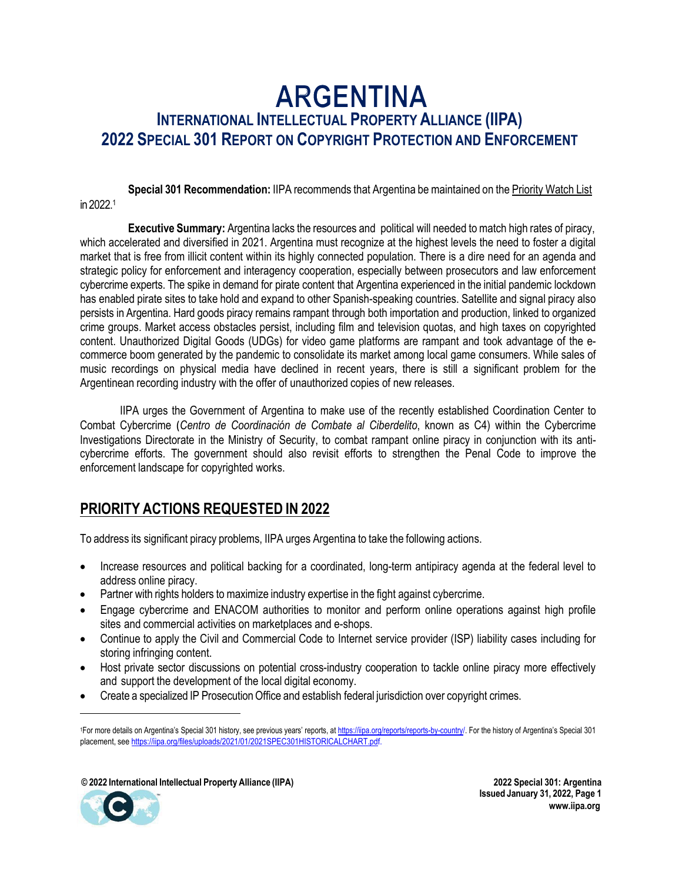# ARGENTINA

## INTERNATIONAL INTELLECTUAL PROPERTY ALLIANCE (IIPA)

## 2022 SPECIAL 301 REPORT ON COPYRIGHT PROTECTION AND ENFORCEMENT

**Special 301 Recommendation:** IIPA recommends that Argentina be maintained on the Priority Watch List in 2022.[1]

**Executive Summary:** Argentina lacks the resources and political will needed to match high rates of piracy, which accelerated and diversified in 2021. Argentina must recognize at the highest levels the need to foster a digital market that is free from illicit content within its highly connected population. There is a dire need for an agenda and strategic policy for enforcement and interagency cooperation, especially between prosecutors and law enforcement cybercrime experts. The spike in demand for pirate content that Argentina experienced in the initial pandemic lockdown has enabled pirate sites to take hold and expand to other Spanish-speaking countries. Satellite and signal piracy also persists in Argentina. Hard goods piracy remains rampant through both importation and production, linked to organized crime groups. Market access obstacles persist, including film and television quotas, and high taxes on copyrighted content. Unauthorized Digital Goods (UDGs) for video game platforms are rampant and took advantage of the e-commerce boom generated by the pandemic to consolidate its market among local game consumers. While sales of music recordings on physical media have declined in recent years, there is still a significant problem for the Argentinean recording industry with the offer of unauthorized copies of new releases.

IIPA urges the Government of Argentina to make use of the recently established Coordination Center to Combat Cybercrime (*Centro de Coordinación de Combate al Ciberdelito*, known as C4) within the Cybercrime Investigations Directorate in the Ministry of Security, to combat rampant online piracy in conjunction with its anti-cybercrime efforts. The government should also revisit efforts to strengthen the Penal Code to improve the enforcement landscape for copyrighted works.

## PRIORITY ACTIONS REQUESTED IN 2022

To address its significant piracy problems, IIPA urges Argentina to take the following actions.

- Increase resources and political backing for a coordinated, long-term antipiracy agenda at the federal level to address online piracy.
- Partner with rights holders to maximize industry expertise in the fight against cybercrime.
- Engage cybercrime and ENACOM authorities to monitor and perform online operations against high profile sites and commercial activities on marketplaces and e-shops.
- Continue to apply the Civil and Commercial Code to Internet service provider (ISP) liability cases including for storing infringing content.
- Host private sector discussions on potential cross-industry cooperation to tackle online piracy more effectively and support the development of the local digital economy.
- Create a specialized IP Prosecution Office and establish federal jurisdiction over copyright crimes.

---

[1] For more details on Argentina's Special 301 history, see previous years' reports, at https://iipa.org/reports/reports-by-country/. For the history of Argentina's Special 301 placement, see https://iipa.org/files/uploads/2021/01/2021SPEC301HISTORICALCHART.pdf.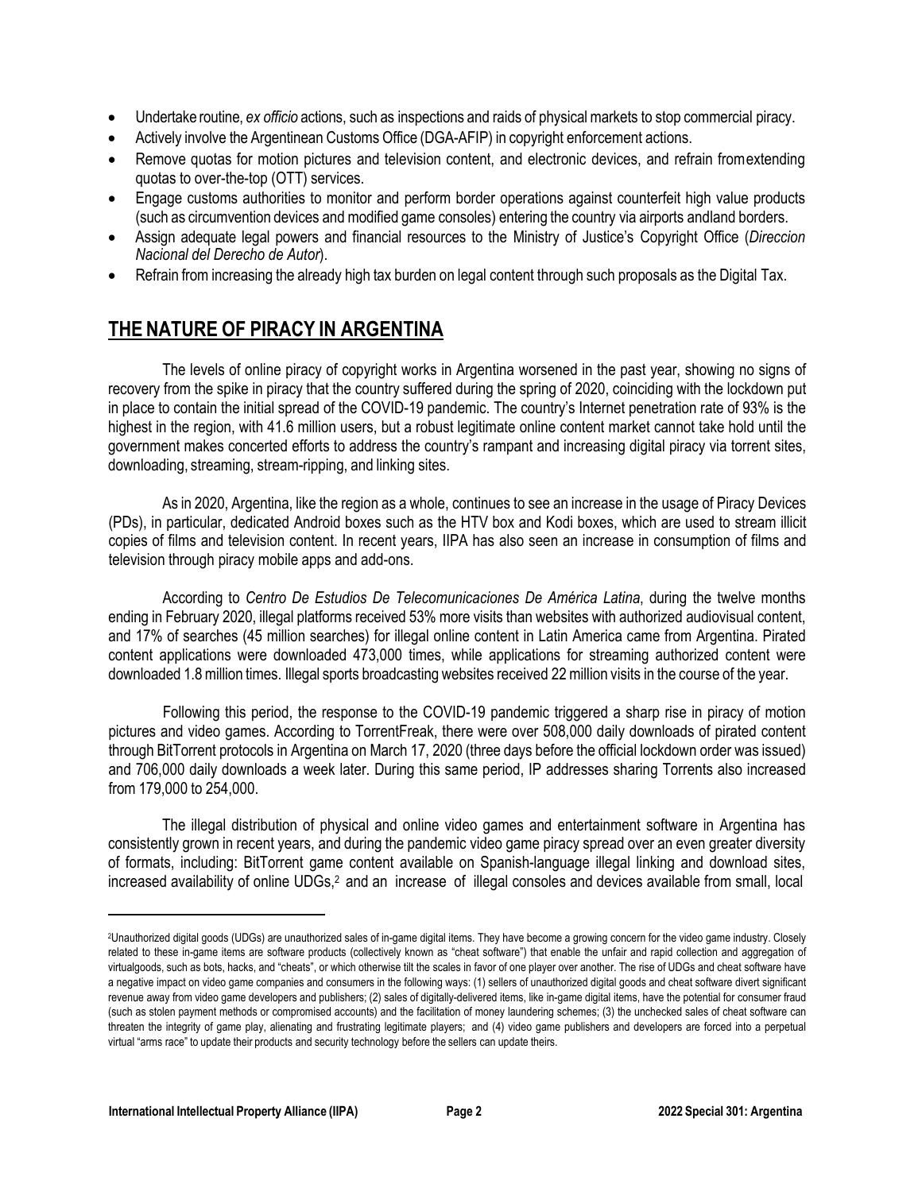- Undertake routine, *ex officio* actions, such as inspections and raids of physical markets to stop commercial piracy.
- Actively involve the Argentinean Customs Office (DGA-AFIP) in copyright enforcement actions.
- Remove quotas for motion pictures and television content, and electronic devices, and refrain fromextending quotas to over-the-top (OTT) services.
- Engage customs authorities to monitor and perform border operations against counterfeit high value products (such as circumvention devices and modified game consoles) entering the country via airports andland borders.
- Assign adequate legal powers and financial resources to the Ministry of Justice's Copyright Office (*Direccion Nacional del Derecho de Autor*).
- Refrain from increasing the already high tax burden on legal content through such proposals as the Digital Tax.

## THE NATURE OF PIRACY IN ARGENTINA

The levels of online piracy of copyright works in Argentina worsened in the past year, showing no signs of recovery from the spike in piracy that the country suffered during the spring of 2020, coinciding with the lockdown put in place to contain the initial spread of the COVID-19 pandemic. The country's Internet penetration rate of 93% is the highest in the region, with 41.6 million users, but a robust legitimate online content market cannot take hold until the government makes concerted efforts to address the country's rampant and increasing digital piracy via torrent sites, downloading, streaming, stream-ripping, and linking sites.

As in 2020, Argentina, like the region as a whole, continues to see an increase in the usage of Piracy Devices (PDs), in particular, dedicated Android boxes such as the HTV box and Kodi boxes, which are used to stream illicit copies of films and television content. In recent years, IIPA has also seen an increase in consumption of films and television through piracy mobile apps and add-ons.

According to *Centro De Estudios De Telecomunicaciones De América Latina*, during the twelve months ending in February 2020, illegal platforms received 53% more visits than websites with authorized audiovisual content, and 17% of searches (45 million searches) for illegal online content in Latin America came from Argentina. Pirated content applications were downloaded 473,000 times, while applications for streaming authorized content were downloaded 1.8 million times. Illegal sports broadcasting websites received 22 million visits in the course of the year.

Following this period, the response to the COVID-19 pandemic triggered a sharp rise in piracy of motion pictures and video games. According to TorrentFreak, there were over 508,000 daily downloads of pirated content through BitTorrent protocols in Argentina on March 17, 2020 (three days before the official lockdown order was issued) and 706,000 daily downloads a week later. During this same period, IP addresses sharing Torrents also increased from 179,000 to 254,000.

The illegal distribution of physical and online video games and entertainment software in Argentina has consistently grown in recent years, and during the pandemic video game piracy spread over an even greater diversity of formats, including: BitTorrent game content available on Spanish-language illegal linking and download sites, increased availability of online UDGs,[2] and an increase of illegal consoles and devices available from small, local

---

[2]Unauthorized digital goods (UDGs) are unauthorized sales of in-game digital items. They have become a growing concern for the video game industry. Closely related to these in-game items are software products (collectively known as "cheat software") that enable the unfair and rapid collection and aggregation of virtualgoods, such as bots, hacks, and "cheats", or which otherwise tilt the scales in favor of one player over another. The rise of UDGs and cheat software have a negative impact on video game companies and consumers in the following ways: (1) sellers of unauthorized digital goods and cheat software divert significant revenue away from video game developers and publishers; (2) sales of digitally-delivered items, like in-game digital items, have the potential for consumer fraud (such as stolen payment methods or compromised accounts) and the facilitation of money laundering schemes; (3) the unchecked sales of cheat software can threaten the integrity of game play, alienating and frustrating legitimate players; and (4) video game publishers and developers are forced into a perpetual virtual "arms race" to update their products and security technology before the sellers can update theirs.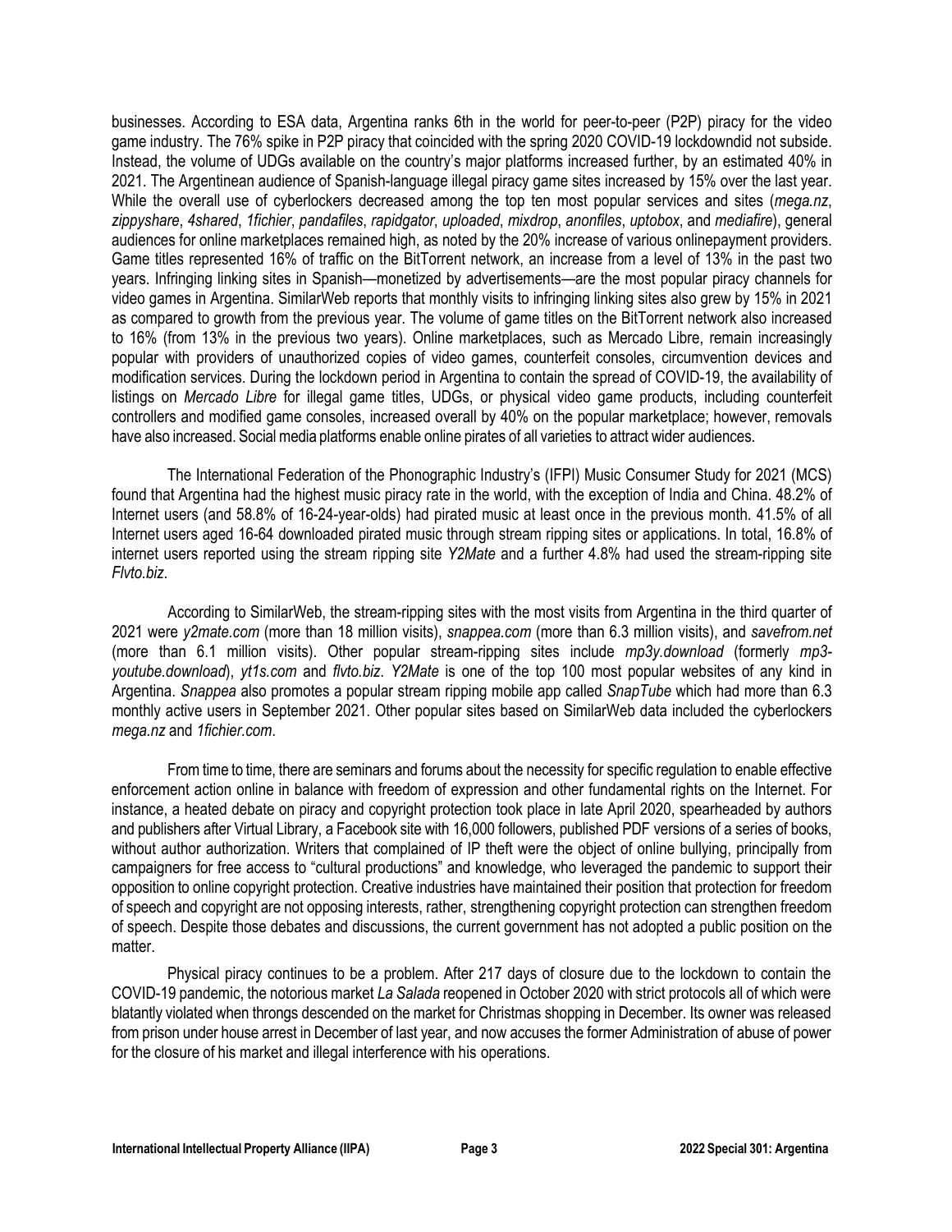businesses. According to ESA data, Argentina ranks 6th in the world for peer-to-peer (P2P) piracy for the video game industry. The 76% spike in P2P piracy that coincided with the spring 2020 COVID-19 lockdowndid not subside. Instead, the volume of UDGs available on the country's major platforms increased further, by an estimated 40% in 2021. The Argentinean audience of Spanish-language illegal piracy game sites increased by 15% over the last year. While the overall use of cyberlockers decreased among the top ten most popular services and sites (*mega.nz*, *zippyshare*, *4shared*, *1fichier*, *pandafiles*, *rapidgator*, *uploaded*, *mixdrop*, *anonfiles*, *uptobox*, and *mediafire*), general audiences for online marketplaces remained high, as noted by the 20% increase of various onlinepayment providers. Game titles represented 16% of traffic on the BitTorrent network, an increase from a level of 13% in the past two years. Infringing linking sites in Spanish—monetized by advertisements—are the most popular piracy channels for video games in Argentina. SimilarWeb reports that monthly visits to infringing linking sites also grew by 15% in 2021 as compared to growth from the previous year. The volume of game titles on the BitTorrent network also increased to 16% (from 13% in the previous two years). Online marketplaces, such as Mercado Libre, remain increasingly popular with providers of unauthorized copies of video games, counterfeit consoles, circumvention devices and modification services. During the lockdown period in Argentina to contain the spread of COVID-19, the availability of listings on *Mercado Libre* for illegal game titles, UDGs, or physical video game products, including counterfeit controllers and modified game consoles, increased overall by 40% on the popular marketplace; however, removals have also increased. Social media platforms enable online pirates of all varieties to attract wider audiences.

The International Federation of the Phonographic Industry's (IFPI) Music Consumer Study for 2021 (MCS) found that Argentina had the highest music piracy rate in the world, with the exception of India and China. 48.2% of Internet users (and 58.8% of 16-24-year-olds) had pirated music at least once in the previous month. 41.5% of all Internet users aged 16-64 downloaded pirated music through stream ripping sites or applications. In total, 16.8% of internet users reported using the stream ripping site *Y2Mate* and a further 4.8% had used the stream-ripping site *Flvto.biz*.

According to SimilarWeb, the stream-ripping sites with the most visits from Argentina in the third quarter of 2021 were *y2mate.com* (more than 18 million visits), *snappea.com* (more than 6.3 million visits), and *savefrom.net* (more than 6.1 million visits). Other popular stream-ripping sites include *mp3y.download* (formerly *mp3-youtube.download*), *yt1s.com* and *flvto.biz*. *Y2Mate* is one of the top 100 most popular websites of any kind in Argentina. *Snappea* also promotes a popular stream ripping mobile app called *SnapTube* which had more than 6.3 monthly active users in September 2021. Other popular sites based on SimilarWeb data included the cyberlockers *mega.nz* and *1fichier.com*.

From time to time, there are seminars and forums about the necessity for specific regulation to enable effective enforcement action online in balance with freedom of expression and other fundamental rights on the Internet. For instance, a heated debate on piracy and copyright protection took place in late April 2020, spearheaded by authors and publishers after Virtual Library, a Facebook site with 16,000 followers, published PDF versions of a series of books, without author authorization. Writers that complained of IP theft were the object of online bullying, principally from campaigners for free access to "cultural productions" and knowledge, who leveraged the pandemic to support their opposition to online copyright protection. Creative industries have maintained their position that protection for freedom of speech and copyright are not opposing interests, rather, strengthening copyright protection can strengthen freedom of speech. Despite those debates and discussions, the current government has not adopted a public position on the matter.

Physical piracy continues to be a problem. After 217 days of closure due to the lockdown to contain the COVID-19 pandemic, the notorious market *La Salada* reopened in October 2020 with strict protocols all of which were blatantly violated when throngs descended on the market for Christmas shopping in December. Its owner was released from prison under house arrest in December of last year, and now accuses the former Administration of abuse of power for the closure of his market and illegal interference with his operations.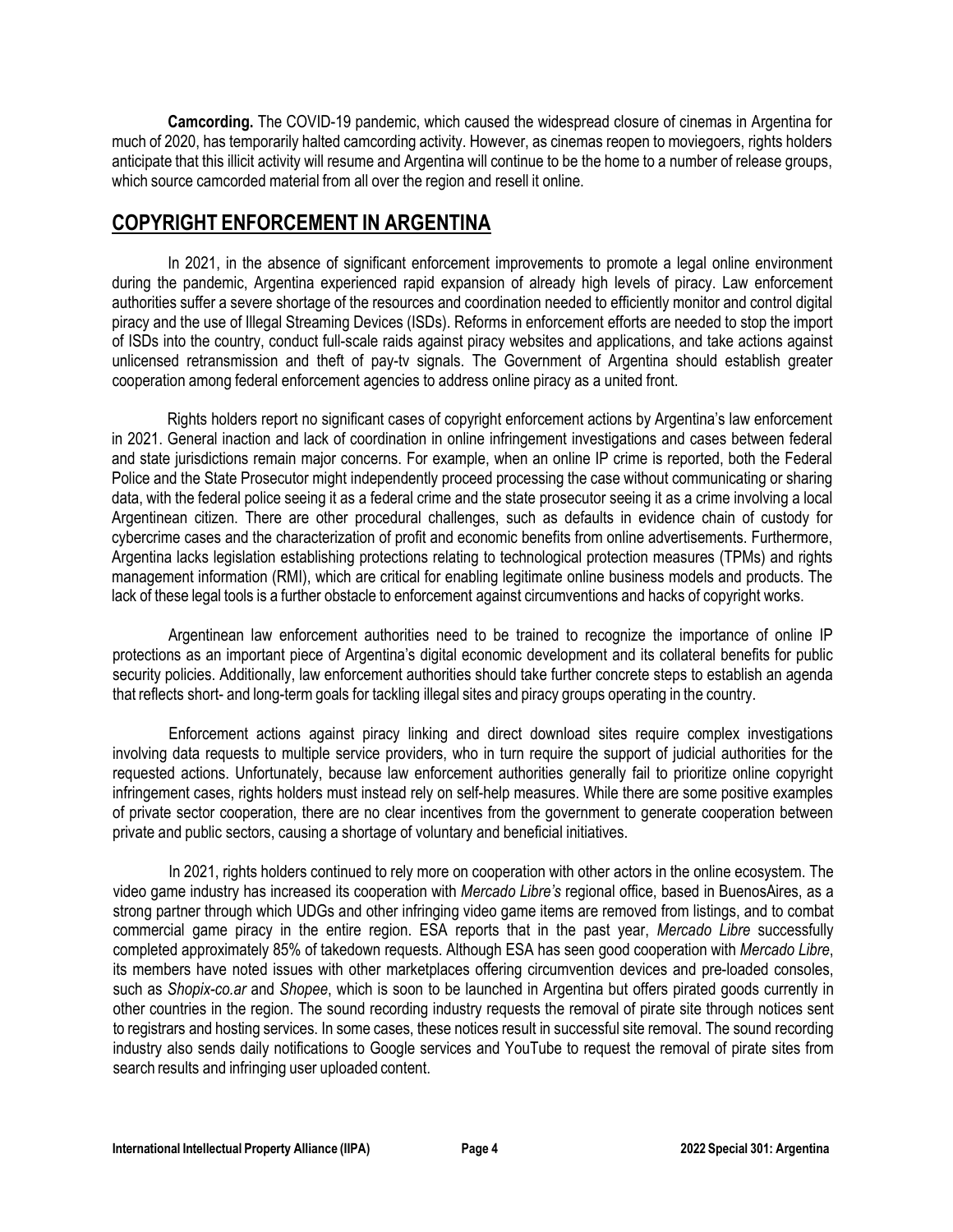**Camcording.** The COVID-19 pandemic, which caused the widespread closure of cinemas in Argentina for much of 2020, has temporarily halted camcording activity. However, as cinemas reopen to moviegoers, rights holders anticipate that this illicit activity will resume and Argentina will continue to be the home to a number of release groups, which source camcorded material from all over the region and resell it online.

## COPYRIGHT ENFORCEMENT IN ARGENTINA

In 2021, in the absence of significant enforcement improvements to promote a legal online environment during the pandemic, Argentina experienced rapid expansion of already high levels of piracy. Law enforcement authorities suffer a severe shortage of the resources and coordination needed to efficiently monitor and control digital piracy and the use of Illegal Streaming Devices (ISDs). Reforms in enforcement efforts are needed to stop the import of ISDs into the country, conduct full-scale raids against piracy websites and applications, and take actions against unlicensed retransmission and theft of pay-tv signals. The Government of Argentina should establish greater cooperation among federal enforcement agencies to address online piracy as a united front.

Rights holders report no significant cases of copyright enforcement actions by Argentina's law enforcement in 2021. General inaction and lack of coordination in online infringement investigations and cases between federal and state jurisdictions remain major concerns. For example, when an online IP crime is reported, both the Federal Police and the State Prosecutor might independently proceed processing the case without communicating or sharing data, with the federal police seeing it as a federal crime and the state prosecutor seeing it as a crime involving a local Argentinean citizen. There are other procedural challenges, such as defaults in evidence chain of custody for cybercrime cases and the characterization of profit and economic benefits from online advertisements. Furthermore, Argentina lacks legislation establishing protections relating to technological protection measures (TPMs) and rights management information (RMI), which are critical for enabling legitimate online business models and products. The lack of these legal tools is a further obstacle to enforcement against circumventions and hacks of copyright works.

Argentinean law enforcement authorities need to be trained to recognize the importance of online IP protections as an important piece of Argentina's digital economic development and its collateral benefits for public security policies. Additionally, law enforcement authorities should take further concrete steps to establish an agenda that reflects short- and long-term goals for tackling illegal sites and piracy groups operating in the country.

Enforcement actions against piracy linking and direct download sites require complex investigations involving data requests to multiple service providers, who in turn require the support of judicial authorities for the requested actions. Unfortunately, because law enforcement authorities generally fail to prioritize online copyright infringement cases, rights holders must instead rely on self-help measures. While there are some positive examples of private sector cooperation, there are no clear incentives from the government to generate cooperation between private and public sectors, causing a shortage of voluntary and beneficial initiatives.

In 2021, rights holders continued to rely more on cooperation with other actors in the online ecosystem. The video game industry has increased its cooperation with *Mercado Libre's* regional office, based in BuenosAires, as a strong partner through which UDGs and other infringing video game items are removed from listings, and to combat commercial game piracy in the entire region. ESA reports that in the past year, *Mercado Libre* successfully completed approximately 85% of takedown requests. Although ESA has seen good cooperation with *Mercado Libre*, its members have noted issues with other marketplaces offering circumvention devices and pre-loaded consoles, such as *Shopix-co.ar* and *Shopee*, which is soon to be launched in Argentina but offers pirated goods currently in other countries in the region. The sound recording industry requests the removal of pirate site through notices sent to registrars and hosting services. In some cases, these notices result in successful site removal. The sound recording industry also sends daily notifications to Google services and YouTube to request the removal of pirate sites from search results and infringing user uploaded content.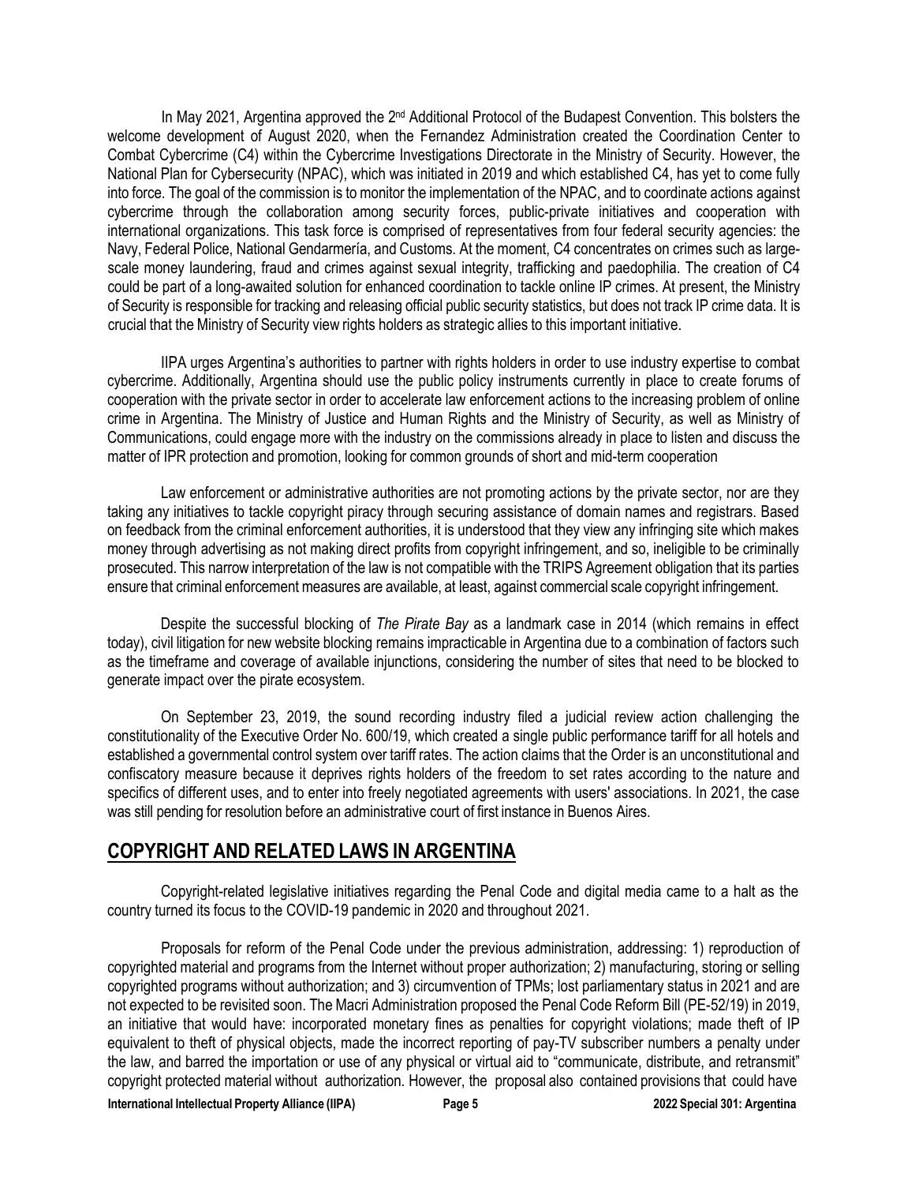In May 2021, Argentina approved the 2[nd] Additional Protocol of the Budapest Convention. This bolsters the welcome development of August 2020, when the Fernandez Administration created the Coordination Center to Combat Cybercrime (C4) within the Cybercrime Investigations Directorate in the Ministry of Security. However, the National Plan for Cybersecurity (NPAC), which was initiated in 2019 and which established C4, has yet to come fully into force. The goal of the commission is to monitor the implementation of the NPAC, and to coordinate actions against cybercrime through the collaboration among security forces, public-private initiatives and cooperation with international organizations. This task force is comprised of representatives from four federal security agencies: the Navy, Federal Police, National Gendarmería, and Customs. At the moment, C4 concentrates on crimes such as large-scale money laundering, fraud and crimes against sexual integrity, trafficking and paedophilia. The creation of C4 could be part of a long-awaited solution for enhanced coordination to tackle online IP crimes. At present, the Ministry of Security is responsible for tracking and releasing official public security statistics, but does not track IP crime data. It is crucial that the Ministry of Security view rights holders as strategic allies to this important initiative.

IIPA urges Argentina's authorities to partner with rights holders in order to use industry expertise to combat cybercrime. Additionally, Argentina should use the public policy instruments currently in place to create forums of cooperation with the private sector in order to accelerate law enforcement actions to the increasing problem of online crime in Argentina. The Ministry of Justice and Human Rights and the Ministry of Security, as well as Ministry of Communications, could engage more with the industry on the commissions already in place to listen and discuss the matter of IPR protection and promotion, looking for common grounds of short and mid-term cooperation

Law enforcement or administrative authorities are not promoting actions by the private sector, nor are they taking any initiatives to tackle copyright piracy through securing assistance of domain names and registrars. Based on feedback from the criminal enforcement authorities, it is understood that they view any infringing site which makes money through advertising as not making direct profits from copyright infringement, and so, ineligible to be criminally prosecuted. This narrow interpretation of the law is not compatible with the TRIPS Agreement obligation that its parties ensure that criminal enforcement measures are available, at least, against commercial scale copyright infringement.

Despite the successful blocking of *The Pirate Bay* as a landmark case in 2014 (which remains in effect today), civil litigation for new website blocking remains impracticable in Argentina due to a combination of factors such as the timeframe and coverage of available injunctions, considering the number of sites that need to be blocked to generate impact over the pirate ecosystem.

On September 23, 2019, the sound recording industry filed a judicial review action challenging the constitutionality of the Executive Order No. 600/19, which created a single public performance tariff for all hotels and established a governmental control system over tariff rates. The action claims that the Order is an unconstitutional and confiscatory measure because it deprives rights holders of the freedom to set rates according to the nature and specifics of different uses, and to enter into freely negotiated agreements with users' associations. In 2021, the case was still pending for resolution before an administrative court of first instance in Buenos Aires.

## COPYRIGHT AND RELATED LAWS IN ARGENTINA

Copyright-related legislative initiatives regarding the Penal Code and digital media came to a halt as the country turned its focus to the COVID-19 pandemic in 2020 and throughout 2021.

Proposals for reform of the Penal Code under the previous administration, addressing: 1) reproduction of copyrighted material and programs from the Internet without proper authorization; 2) manufacturing, storing or selling copyrighted programs without authorization; and 3) circumvention of TPMs; lost parliamentary status in 2021 and are not expected to be revisited soon. The Macri Administration proposed the Penal Code Reform Bill (PE-52/19) in 2019, an initiative that would have: incorporated monetary fines as penalties for copyright violations; made theft of IP equivalent to theft of physical objects, made the incorrect reporting of pay-TV subscriber numbers a penalty under the law, and barred the importation or use of any physical or virtual aid to "communicate, distribute, and retransmit" copyright protected material without authorization. However, the proposal also contained provisions that could have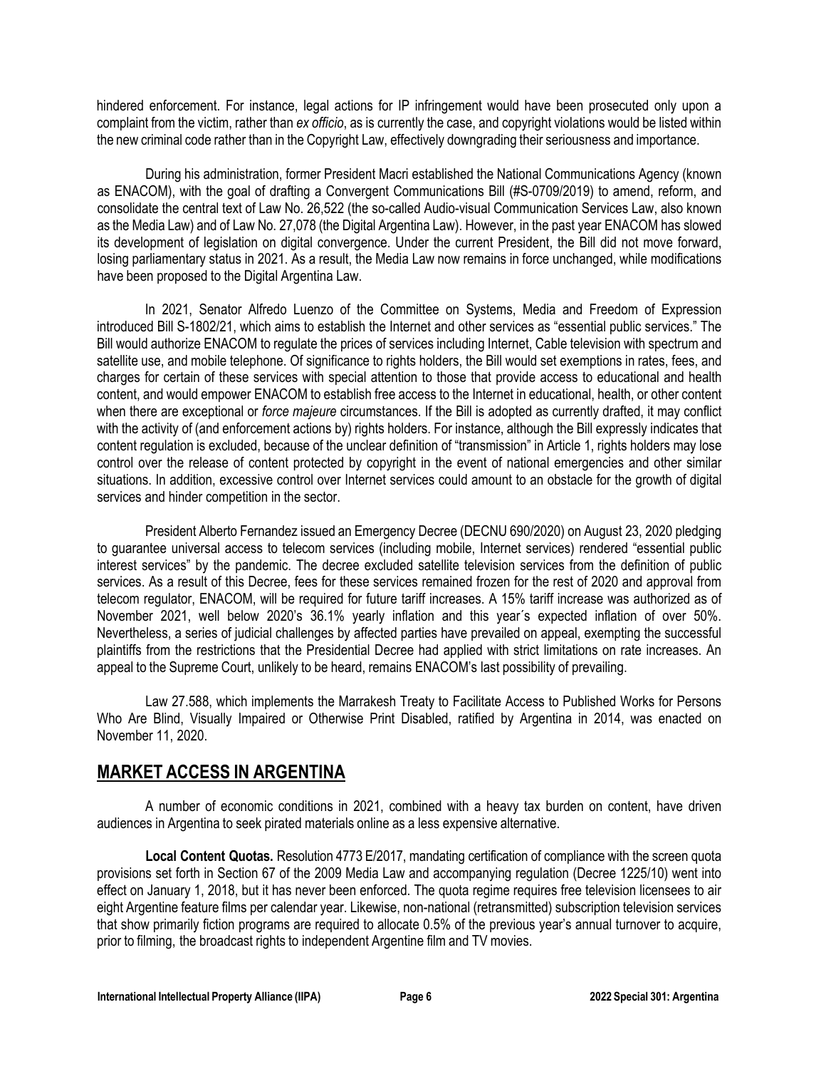hindered enforcement. For instance, legal actions for IP infringement would have been prosecuted only upon a complaint from the victim, rather than *ex officio*, as is currently the case, and copyright violations would be listed within the new criminal code rather than in the Copyright Law, effectively downgrading their seriousness and importance.

During his administration, former President Macri established the National Communications Agency (known as ENACOM), with the goal of drafting a Convergent Communications Bill (#S-0709/2019) to amend, reform, and consolidate the central text of Law No. 26,522 (the so-called Audio-visual Communication Services Law, also known as the Media Law) and of Law No. 27,078 (the Digital Argentina Law). However, in the past year ENACOM has slowed its development of legislation on digital convergence. Under the current President, the Bill did not move forward, losing parliamentary status in 2021. As a result, the Media Law now remains in force unchanged, while modifications have been proposed to the Digital Argentina Law.

In 2021, Senator Alfredo Luenzo of the Committee on Systems, Media and Freedom of Expression introduced Bill S-1802/21, which aims to establish the Internet and other services as "essential public services." The Bill would authorize ENACOM to regulate the prices of services including Internet, Cable television with spectrum and satellite use, and mobile telephone. Of significance to rights holders, the Bill would set exemptions in rates, fees, and charges for certain of these services with special attention to those that provide access to educational and health content, and would empower ENACOM to establish free access to the Internet in educational, health, or other content when there are exceptional or *force majeure* circumstances. If the Bill is adopted as currently drafted, it may conflict with the activity of (and enforcement actions by) rights holders. For instance, although the Bill expressly indicates that content regulation is excluded, because of the unclear definition of "transmission" in Article 1, rights holders may lose control over the release of content protected by copyright in the event of national emergencies and other similar situations. In addition, excessive control over Internet services could amount to an obstacle for the growth of digital services and hinder competition in the sector.

President Alberto Fernandez issued an Emergency Decree (DECNU 690/2020) on August 23, 2020 pledging to guarantee universal access to telecom services (including mobile, Internet services) rendered "essential public interest services" by the pandemic. The decree excluded satellite television services from the definition of public services. As a result of this Decree, fees for these services remained frozen for the rest of 2020 and approval from telecom regulator, ENACOM, will be required for future tariff increases. A 15% tariff increase was authorized as of November 2021, well below 2020's 36.1% yearly inflation and this year´s expected inflation of over 50%. Nevertheless, a series of judicial challenges by affected parties have prevailed on appeal, exempting the successful plaintiffs from the restrictions that the Presidential Decree had applied with strict limitations on rate increases. An appeal to the Supreme Court, unlikely to be heard, remains ENACOM's last possibility of prevailing.

Law 27.588, which implements the Marrakesh Treaty to Facilitate Access to Published Works for Persons Who Are Blind, Visually Impaired or Otherwise Print Disabled, ratified by Argentina in 2014, was enacted on November 11, 2020.

## MARKET ACCESS IN ARGENTINA

A number of economic conditions in 2021, combined with a heavy tax burden on content, have driven audiences in Argentina to seek pirated materials online as a less expensive alternative.

**Local Content Quotas.** Resolution 4773 E/2017, mandating certification of compliance with the screen quota provisions set forth in Section 67 of the 2009 Media Law and accompanying regulation (Decree 1225/10) went into effect on January 1, 2018, but it has never been enforced. The quota regime requires free television licensees to air eight Argentine feature films per calendar year. Likewise, non-national (retransmitted) subscription television services that show primarily fiction programs are required to allocate 0.5% of the previous year's annual turnover to acquire, prior to filming, the broadcast rights to independent Argentine film and TV movies.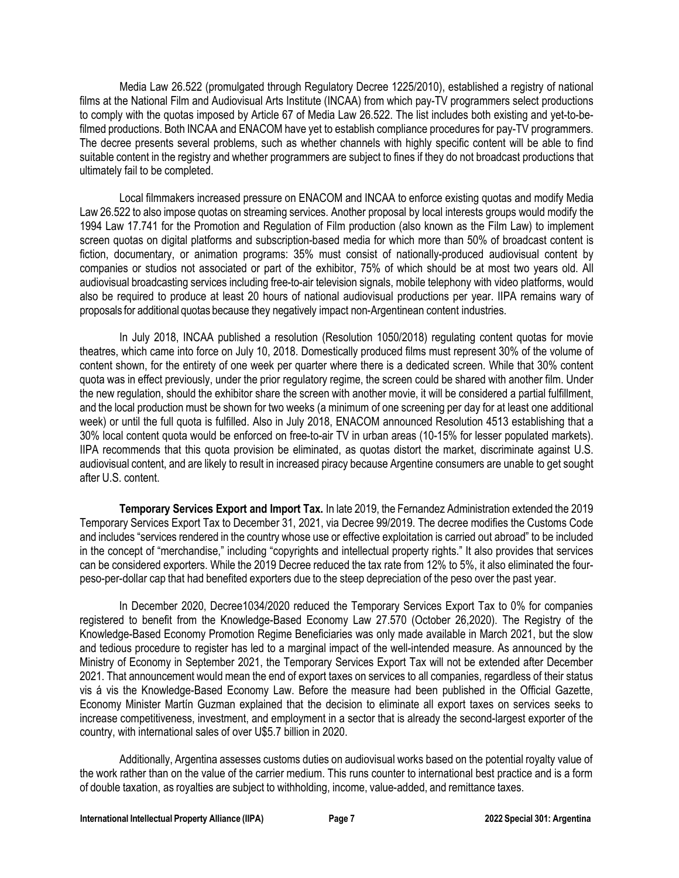Media Law 26.522 (promulgated through Regulatory Decree 1225/2010), established a registry of national films at the National Film and Audiovisual Arts Institute (INCAA) from which pay-TV programmers select productions to comply with the quotas imposed by Article 67 of Media Law 26.522. The list includes both existing and yet-to-be-filmed productions. Both INCAA and ENACOM have yet to establish compliance procedures for pay-TV programmers. The decree presents several problems, such as whether channels with highly specific content will be able to find suitable content in the registry and whether programmers are subject to fines if they do not broadcast productions that ultimately fail to be completed.

Local filmmakers increased pressure on ENACOM and INCAA to enforce existing quotas and modify Media Law 26.522 to also impose quotas on streaming services. Another proposal by local interests groups would modify the 1994 Law 17.741 for the Promotion and Regulation of Film production (also known as the Film Law) to implement screen quotas on digital platforms and subscription-based media for which more than 50% of broadcast content is fiction, documentary, or animation programs: 35% must consist of nationally-produced audiovisual content by companies or studios not associated or part of the exhibitor, 75% of which should be at most two years old. All audiovisual broadcasting services including free-to-air television signals, mobile telephony with video platforms, would also be required to produce at least 20 hours of national audiovisual productions per year. IIPA remains wary of proposals for additional quotas because they negatively impact non-Argentinean content industries.

In July 2018, INCAA published a resolution (Resolution 1050/2018) regulating content quotas for movie theatres, which came into force on July 10, 2018. Domestically produced films must represent 30% of the volume of content shown, for the entirety of one week per quarter where there is a dedicated screen. While that 30% content quota was in effect previously, under the prior regulatory regime, the screen could be shared with another film. Under the new regulation, should the exhibitor share the screen with another movie, it will be considered a partial fulfillment, and the local production must be shown for two weeks (a minimum of one screening per day for at least one additional week) or until the full quota is fulfilled. Also in July 2018, ENACOM announced Resolution 4513 establishing that a 30% local content quota would be enforced on free-to-air TV in urban areas (10-15% for lesser populated markets). IIPA recommends that this quota provision be eliminated, as quotas distort the market, discriminate against U.S. audiovisual content, and are likely to result in increased piracy because Argentine consumers are unable to get sought after U.S. content.

**Temporary Services Export and Import Tax.** In late 2019, the Fernandez Administration extended the 2019 Temporary Services Export Tax to December 31, 2021, via Decree 99/2019. The decree modifies the Customs Code and includes "services rendered in the country whose use or effective exploitation is carried out abroad" to be included in the concept of "merchandise," including "copyrights and intellectual property rights." It also provides that services can be considered exporters. While the 2019 Decree reduced the tax rate from 12% to 5%, it also eliminated the four-peso-per-dollar cap that had benefited exporters due to the steep depreciation of the peso over the past year.

In December 2020, Decree1034/2020 reduced the Temporary Services Export Tax to 0% for companies registered to benefit from the Knowledge-Based Economy Law 27.570 (October 26,2020). The Registry of the Knowledge-Based Economy Promotion Regime Beneficiaries was only made available in March 2021, but the slow and tedious procedure to register has led to a marginal impact of the well-intended measure. As announced by the Ministry of Economy in September 2021, the Temporary Services Export Tax will not be extended after December 2021. That announcement would mean the end of export taxes on services to all companies, regardless of their status vis á vis the Knowledge-Based Economy Law. Before the measure had been published in the Official Gazette, Economy Minister Martín Guzman explained that the decision to eliminate all export taxes on services seeks to increase competitiveness, investment, and employment in a sector that is already the second-largest exporter of the country, with international sales of over U$5.7 billion in 2020.

Additionally, Argentina assesses customs duties on audiovisual works based on the potential royalty value of the work rather than on the value of the carrier medium. This runs counter to international best practice and is a form of double taxation, as royalties are subject to withholding, income, value-added, and remittance taxes.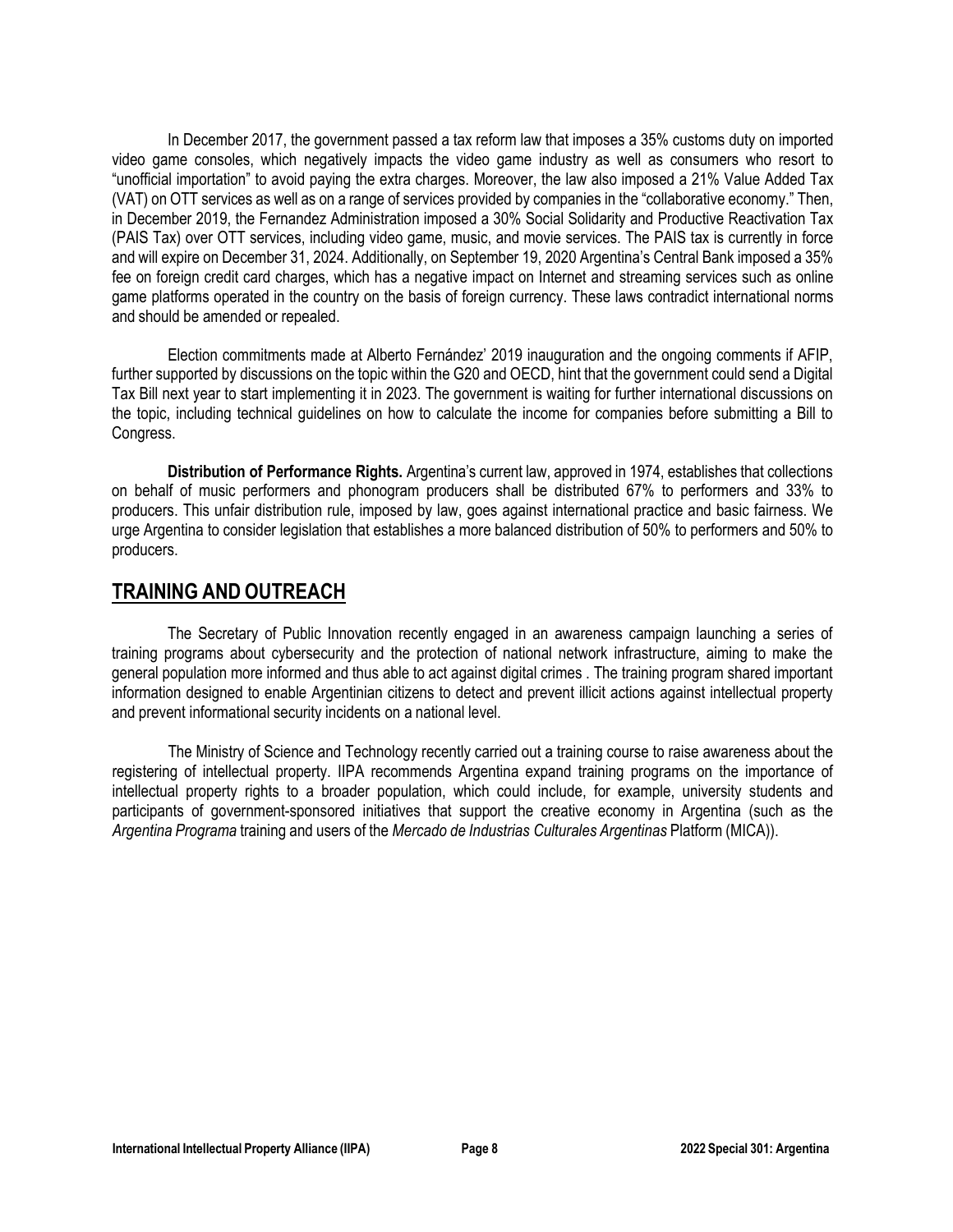In December 2017, the government passed a tax reform law that imposes a 35% customs duty on imported video game consoles, which negatively impacts the video game industry as well as consumers who resort to "unofficial importation" to avoid paying the extra charges. Moreover, the law also imposed a 21% Value Added Tax (VAT) on OTT services as well as on a range of services provided by companies in the "collaborative economy." Then, in December 2019, the Fernandez Administration imposed a 30% Social Solidarity and Productive Reactivation Tax (PAIS Tax) over OTT services, including video game, music, and movie services. The PAIS tax is currently in force and will expire on December 31, 2024. Additionally, on September 19, 2020 Argentina's Central Bank imposed a 35% fee on foreign credit card charges, which has a negative impact on Internet and streaming services such as online game platforms operated in the country on the basis of foreign currency. These laws contradict international norms and should be amended or repealed.

Election commitments made at Alberto Fernández' 2019 inauguration and the ongoing comments if AFIP, further supported by discussions on the topic within the G20 and OECD, hint that the government could send a Digital Tax Bill next year to start implementing it in 2023. The government is waiting for further international discussions on the topic, including technical guidelines on how to calculate the income for companies before submitting a Bill to Congress.

**Distribution of Performance Rights.** Argentina's current law, approved in 1974, establishes that collections on behalf of music performers and phonogram producers shall be distributed 67% to performers and 33% to producers. This unfair distribution rule, imposed by law, goes against international practice and basic fairness. We urge Argentina to consider legislation that establishes a more balanced distribution of 50% to performers and 50% to producers.

## TRAINING AND OUTREACH

The Secretary of Public Innovation recently engaged in an awareness campaign launching a series of training programs about cybersecurity and the protection of national network infrastructure, aiming to make the general population more informed and thus able to act against digital crimes . The training program shared important information designed to enable Argentinian citizens to detect and prevent illicit actions against intellectual property and prevent informational security incidents on a national level.

The Ministry of Science and Technology recently carried out a training course to raise awareness about the registering of intellectual property. IIPA recommends Argentina expand training programs on the importance of intellectual property rights to a broader population, which could include, for example, university students and participants of government-sponsored initiatives that support the creative economy in Argentina (such as the *Argentina Programa* training and users of the *Mercado de Industrias Culturales Argentinas* Platform (MICA)).